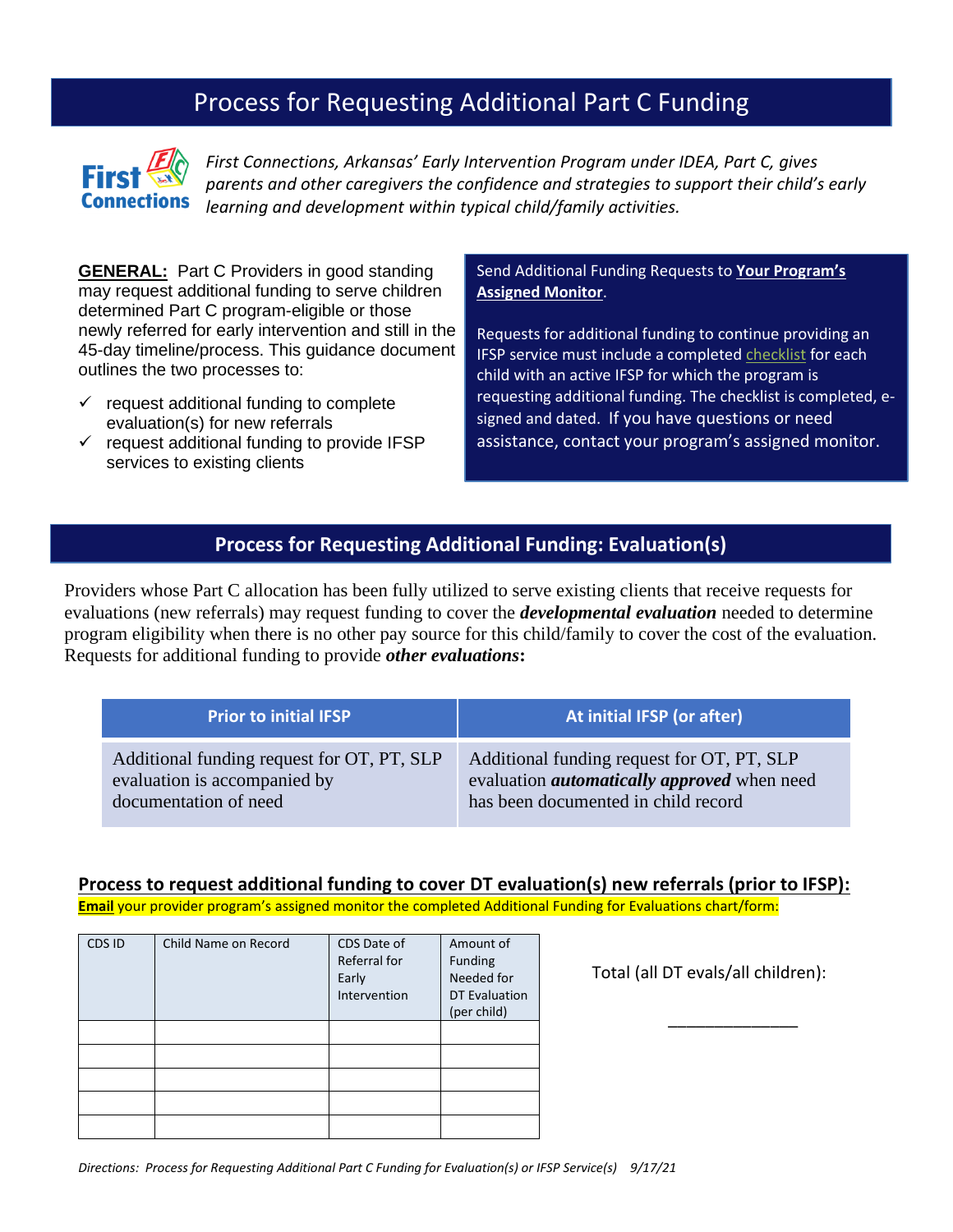# Process for Requesting Additional Part C Funding

*First Connections, Arkansas' Early Intervention Program under IDEA, Part C, gives parents and other caregivers the confidence and strategies to support their child's early learning and development within typical child/family activities.*

**GENERAL:** Part C Providers in good standing may request additional funding to serve children determined Part C program-eligible or those newly referred for early intervention and still in the 45-day timeline/process. This guidance document outlines the two processes to:

- ✓ request additional funding to complete evaluation(s) for new referrals
- ✓ request additional funding to provide IFSP services to existing clients

Send Additional Funding Requests to **Your Program's Assigned Monitor**.

Requests for additional funding to continue providing an IFSP service must include a completed checklist for each child with an active IFSP for which the program is requesting additional funding. The checklist is completed, e-signed and dated. If you have questions or need assistance, contact your program's assigned monitor.

## Process for Requesting Additional Funding: Evaluation(s)

Providers whose Part C allocation has been fully utilized to serve existing clients that receive requests for evaluations (new referrals) may request funding to cover the ***developmental evaluation*** needed to determine program eligibility when there is no other pay source for this child/family to cover the cost of the evaluation. Requests for additional funding to provide ***other evaluations*****:**

| Prior to initial IFSP | At initial IFSP (or after) |
|---|---|
| Additional funding request for OT, PT, SLP evaluation is accompanied by documentation of need | Additional funding request for OT, PT, SLP evaluation ***automatically approved*** when need has been documented in child record |

### Process to request additional funding to cover DT evaluation(s) new referrals (prior to IFSP):

**Email** your provider program's assigned monitor the completed Additional Funding for Evaluations chart/form:

| CDS ID | Child Name on Record | CDS Date of Referral for Early Intervention | Amount of Funding Needed for DT Evaluation (per child) |
|---|---|---|---|
| | | | |
| | | | |
| | | | |
| | | | |
| | | | |

Total (all DT evals/all children):

_______________

*Directions: Process for Requesting Additional Part C Funding for Evaluation(s) or IFSP Service(s) 9/17/21*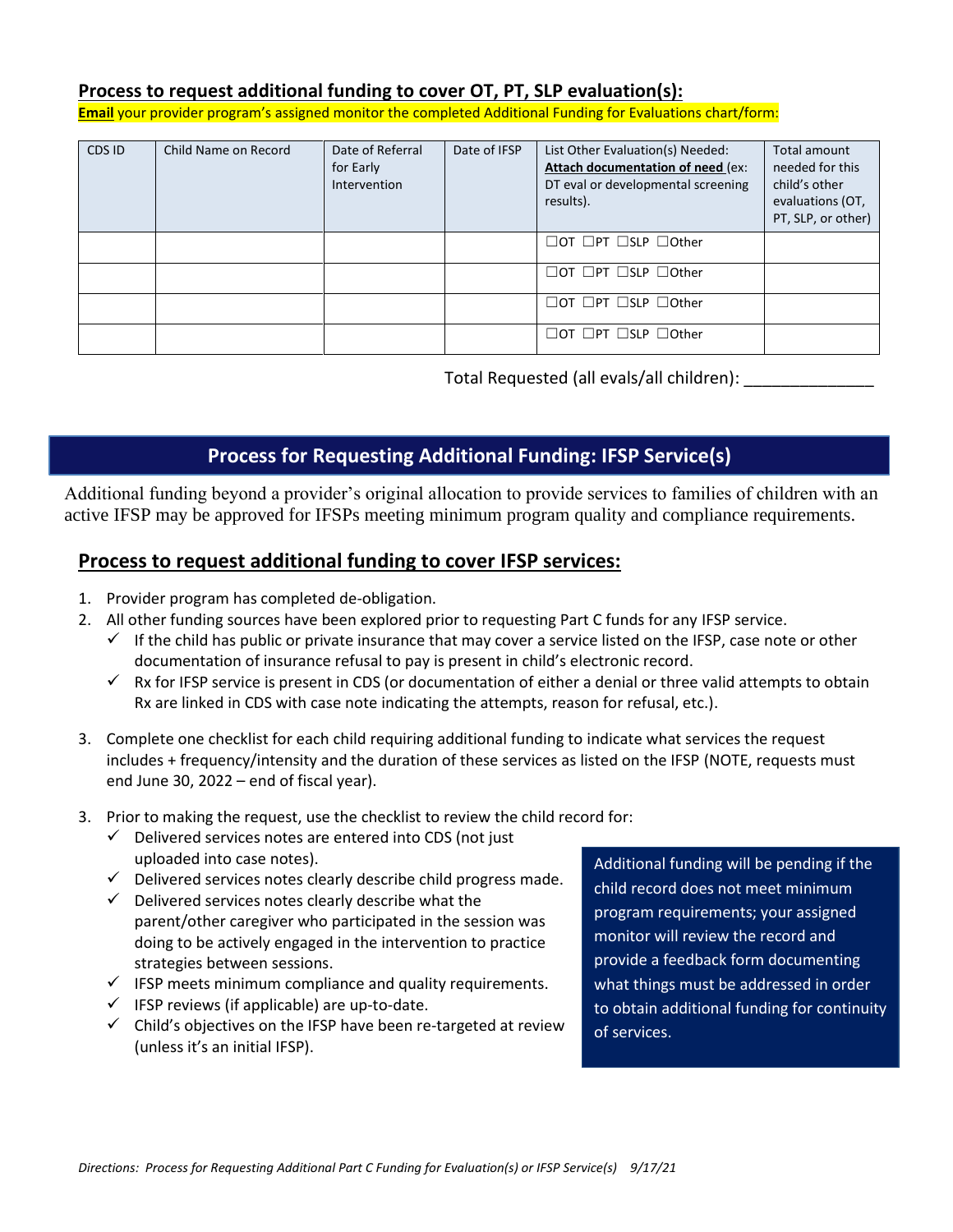## Process to request additional funding to cover OT, PT, SLP evaluation(s):

**Email** your provider program's assigned monitor the completed Additional Funding for Evaluations chart/form:

| CDS ID | Child Name on Record | Date of Referral for Early Intervention | Date of IFSP | List Other Evaluation(s) Needed: **Attach documentation of need** (ex: DT eval or developmental screening results). | Total amount needed for this child's other evaluations (OT, PT, SLP, or other) |
|---|---|---|---|---|---|
| | | | | ☐OT ☐PT ☐SLP ☐Other | |
| | | | | ☐OT ☐PT ☐SLP ☐Other | |
| | | | | ☐OT ☐PT ☐SLP ☐Other | |
| | | | | ☐OT ☐PT ☐SLP ☐Other | |

Total Requested (all evals/all children): ______________

## Process for Requesting Additional Funding: IFSP Service(s)

Additional funding beyond a provider's original allocation to provide services to families of children with an active IFSP may be approved for IFSPs meeting minimum program quality and compliance requirements.

## Process to request additional funding to cover IFSP services:

1. Provider program has completed de-obligation.
2. All other funding sources have been explored prior to requesting Part C funds for any IFSP service.
   - ✓ If the child has public or private insurance that may cover a service listed on the IFSP, case note or other documentation of insurance refusal to pay is present in child's electronic record.
   - ✓ Rx for IFSP service is present in CDS (or documentation of either a denial or three valid attempts to obtain Rx are linked in CDS with case note indicating the attempts, reason for refusal, etc.).
3. Complete one checklist for each child requiring additional funding to indicate what services the request includes + frequency/intensity and the duration of these services as listed on the IFSP (NOTE, requests must end June 30, 2022 – end of fiscal year).

3. Prior to making the request, use the checklist to review the child record for:
   - ✓ Delivered services notes are entered into CDS (not just uploaded into case notes).
   - ✓ Delivered services notes clearly describe child progress made.
   - ✓ Delivered services notes clearly describe what the parent/other caregiver who participated in the session was doing to be actively engaged in the intervention to practice strategies between sessions.
   - ✓ IFSP meets minimum compliance and quality requirements.
   - ✓ IFSP reviews (if applicable) are up-to-date.
   - ✓ Child's objectives on the IFSP have been re-targeted at review (unless it's an initial IFSP).

Additional funding will be pending if the child record does not meet minimum program requirements; your assigned monitor will review the record and provide a feedback form documenting what things must be addressed in order to obtain additional funding for continuity of services.